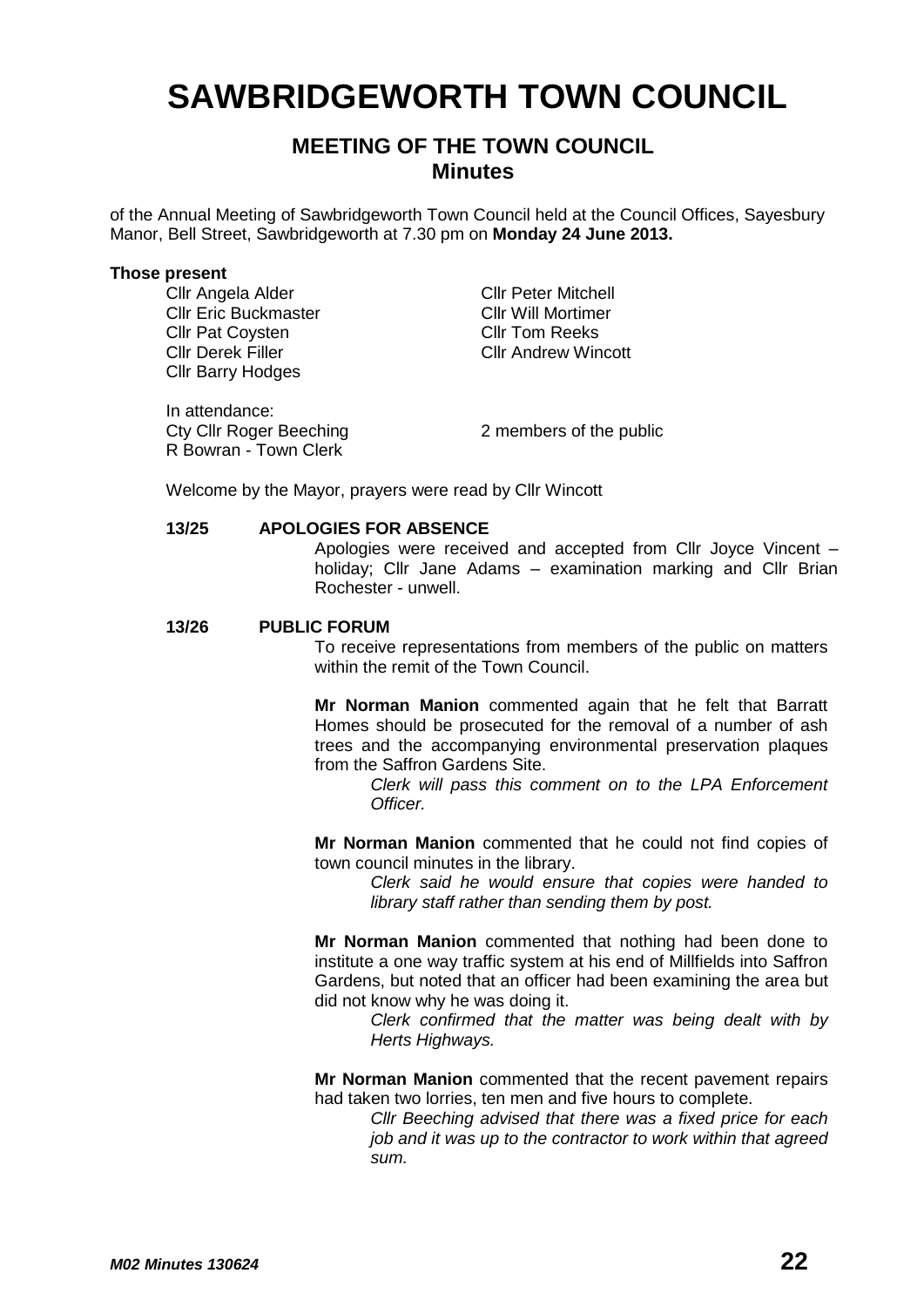# SAWBRIDGEWORTH TOWN COUNCIL

## MEETING OF THE TOWN COUNCIL
## Minutes

of the Annual Meeting of Sawbridgeworth Town Council held at the Council Offices, Sayesbury Manor, Bell Street, Sawbridgeworth at 7.30 pm on **Monday 24 June 2013.**

**Those present**

Cllr Angela Alder
Cllr Eric Buckmaster
Cllr Pat Coysten
Cllr Derek Filler
Cllr Barry Hodges
Cllr Peter Mitchell
Cllr Will Mortimer
Cllr Tom Reeks
Cllr Andrew Wincott

In attendance:
Cty Cllr Roger Beeching
R Bowran - Town Clerk
2 members of the public

Welcome by the Mayor, prayers were read by Cllr Wincott

**13/25 APOLOGIES FOR ABSENCE**

Apologies were received and accepted from Cllr Joyce Vincent – holiday; Cllr Jane Adams – examination marking and Cllr Brian Rochester - unwell.

**13/26 PUBLIC FORUM**

To receive representations from members of the public on matters within the remit of the Town Council.

**Mr Norman Manion** commented again that he felt that Barratt Homes should be prosecuted for the removal of a number of ash trees and the accompanying environmental preservation plaques from the Saffron Gardens Site.

> *Clerk will pass this comment on to the LPA Enforcement Officer.*

**Mr Norman Manion** commented that he could not find copies of town council minutes in the library.

> *Clerk said he would ensure that copies were handed to library staff rather than sending them by post.*

**Mr Norman Manion** commented that nothing had been done to institute a one way traffic system at his end of Millfields into Saffron Gardens, but noted that an officer had been examining the area but did not know why he was doing it.

> *Clerk confirmed that the matter was being dealt with by Herts Highways.*

**Mr Norman Manion** commented that the recent pavement repairs had taken two lorries, ten men and five hours to complete.

> *Cllr Beeching advised that there was a fixed price for each job and it was up to the contractor to work within that agreed sum.*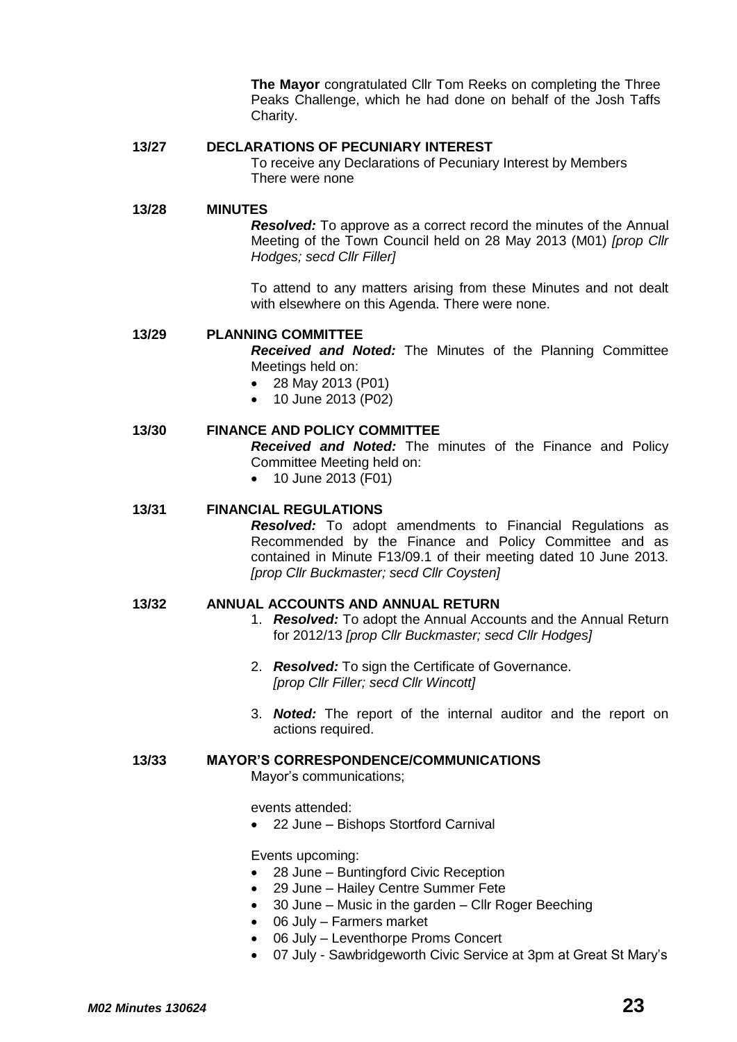**The Mayor** congratulated Cllr Tom Reeks on completing the Three Peaks Challenge, which he had done on behalf of the Josh Taffs Charity.

**13/27 DECLARATIONS OF PECUNIARY INTEREST**

To receive any Declarations of Pecuniary Interest by Members
There were none

**13/28 MINUTES**

***Resolved:*** To approve as a correct record the minutes of the Annual Meeting of the Town Council held on 28 May 2013 (M01) *[prop Cllr Hodges; secd Cllr Filler]*

To attend to any matters arising from these Minutes and not dealt with elsewhere on this Agenda. There were none.

**13/29 PLANNING COMMITTEE**

***Received and Noted:*** The Minutes of the Planning Committee Meetings held on:

- 28 May 2013 (P01)
- 10 June 2013 (P02)

**13/30 FINANCE AND POLICY COMMITTEE**

***Received and Noted:*** The minutes of the Finance and Policy Committee Meeting held on:

- 10 June 2013 (F01)

**13/31 FINANCIAL REGULATIONS**

***Resolved:*** To adopt amendments to Financial Regulations as Recommended by the Finance and Policy Committee and as contained in Minute F13/09.1 of their meeting dated 10 June 2013. *[prop Cllr Buckmaster; secd Cllr Coysten]*

**13/32 ANNUAL ACCOUNTS AND ANNUAL RETURN**

1. ***Resolved:*** To adopt the Annual Accounts and the Annual Return for 2012/13 *[prop Cllr Buckmaster; secd Cllr Hodges]*
2. ***Resolved:*** To sign the Certificate of Governance. *[prop Cllr Filler; secd Cllr Wincott]*
3. ***Noted:*** The report of the internal auditor and the report on actions required.

**13/33 MAYOR'S CORRESPONDENCE/COMMUNICATIONS**

Mayor's communications;

events attended:

- 22 June – Bishops Stortford Carnival

Events upcoming:

- 28 June – Buntingford Civic Reception
- 29 June – Hailey Centre Summer Fete
- 30 June – Music in the garden – Cllr Roger Beeching
- 06 July – Farmers market
- 06 July – Leventhorpe Proms Concert
- 07 July - Sawbridgeworth Civic Service at 3pm at Great St Mary's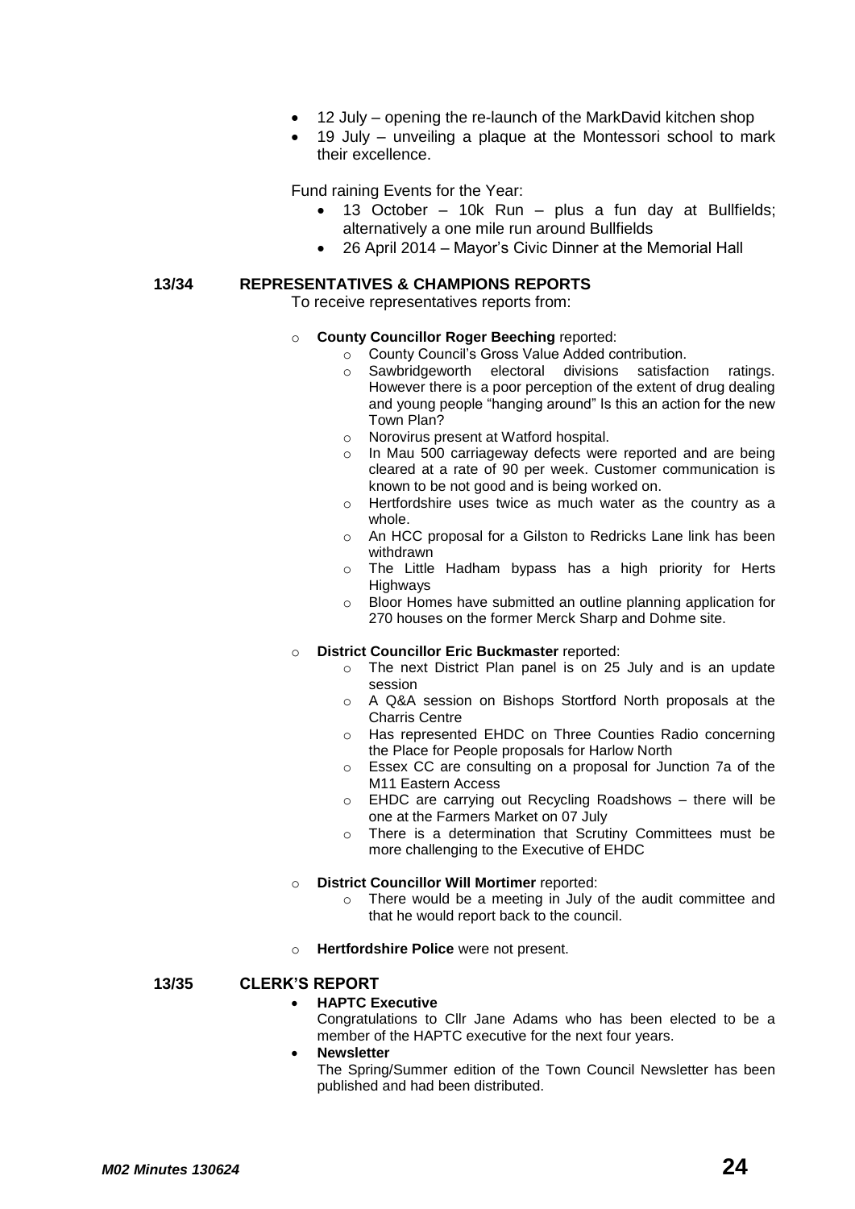- 12 July – opening the re-launch of the MarkDavid kitchen shop
- 19 July – unveiling a plaque at the Montessori school to mark their excellence.

Fund raining Events for the Year:

- 13 October – 10k Run – plus a fun day at Bullfields; alternatively a one mile run around Bullfields
- 26 April 2014 – Mayor's Civic Dinner at the Memorial Hall

## 13/34 REPRESENTATIVES & CHAMPIONS REPORTS

To receive representatives reports from:

- **County Councillor Roger Beeching** reported:
  - County Council's Gross Value Added contribution.
  - Sawbridgeworth electoral divisions satisfaction ratings. However there is a poor perception of the extent of drug dealing and young people "hanging around" Is this an action for the new Town Plan?
  - Norovirus present at Watford hospital.
  - In Mau 500 carriageway defects were reported and are being cleared at a rate of 90 per week. Customer communication is known to be not good and is being worked on.
  - Hertfordshire uses twice as much water as the country as a whole.
  - An HCC proposal for a Gilston to Redricks Lane link has been withdrawn
  - The Little Hadham bypass has a high priority for Herts Highways
  - Bloor Homes have submitted an outline planning application for 270 houses on the former Merck Sharp and Dohme site.

- **District Councillor Eric Buckmaster** reported:
  - The next District Plan panel is on 25 July and is an update session
  - A Q&A session on Bishops Stortford North proposals at the Charris Centre
  - Has represented EHDC on Three Counties Radio concerning the Place for People proposals for Harlow North
  - Essex CC are consulting on a proposal for Junction 7a of the M11 Eastern Access
  - EHDC are carrying out Recycling Roadshows – there will be one at the Farmers Market on 07 July
  - There is a determination that Scrutiny Committees must be more challenging to the Executive of EHDC

- **District Councillor Will Mortimer** reported:
  - There would be a meeting in July of the audit committee and that he would report back to the council.

- **Hertfordshire Police** were not present.

## 13/35 CLERK'S REPORT

- **HAPTC Executive**
  Congratulations to Cllr Jane Adams who has been elected to be a member of the HAPTC executive for the next four years.
- **Newsletter**
  The Spring/Summer edition of the Town Council Newsletter has been published and had been distributed.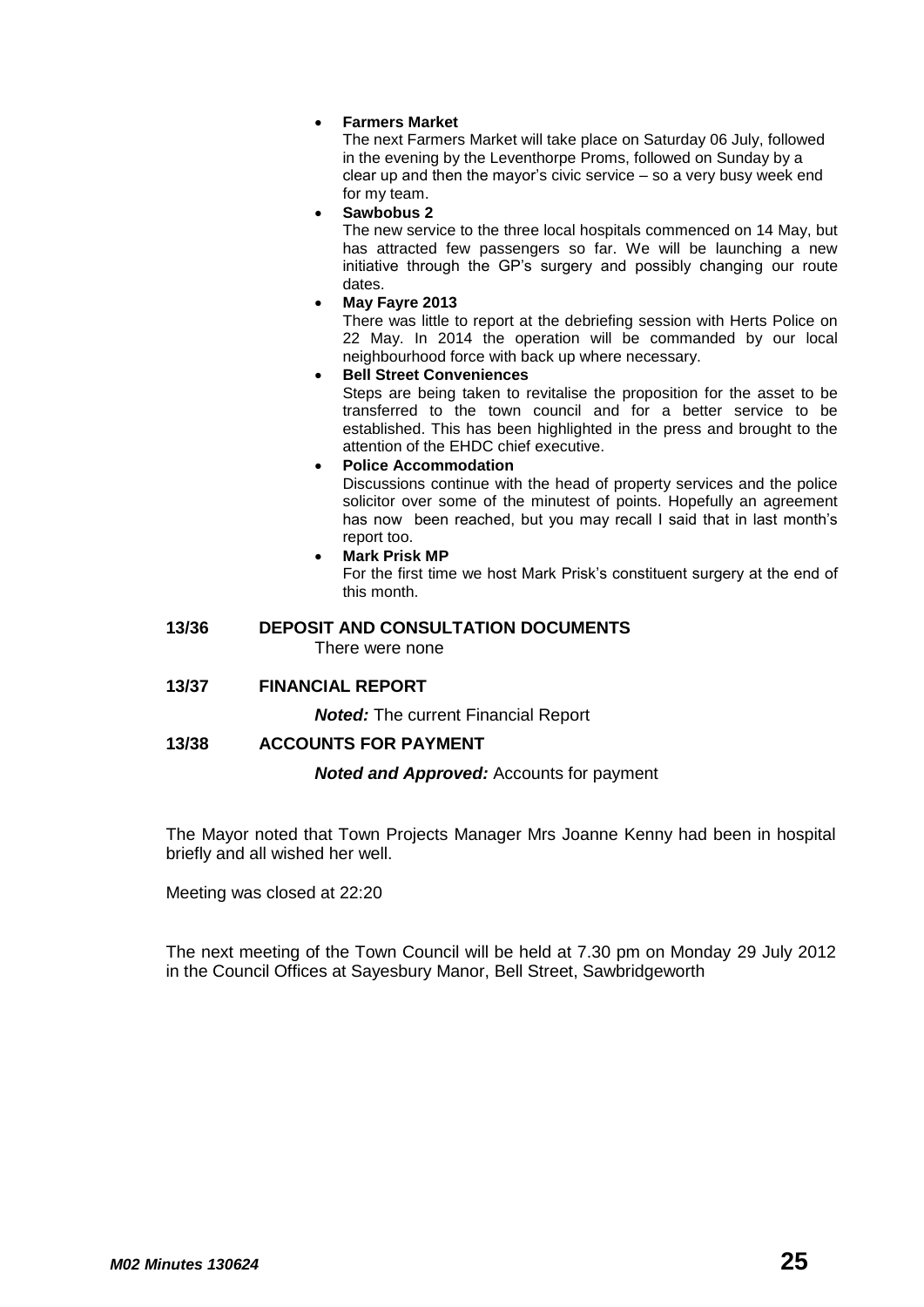- **Farmers Market**
  The next Farmers Market will take place on Saturday 06 July, followed in the evening by the Leventhorpe Proms, followed on Sunday by a clear up and then the mayor's civic service – so a very busy week end for my team.
- **Sawbobus 2**
  The new service to the three local hospitals commenced on 14 May, but has attracted few passengers so far. We will be launching a new initiative through the GP's surgery and possibly changing our route dates.
- **May Fayre 2013**
  There was little to report at the debriefing session with Herts Police on 22 May. In 2014 the operation will be commanded by our local neighbourhood force with back up where necessary.
- **Bell Street Conveniences**
  Steps are being taken to revitalise the proposition for the asset to be transferred to the town council and for a better service to be established. This has been highlighted in the press and brought to the attention of the EHDC chief executive.
- **Police Accommodation**
  Discussions continue with the head of property services and the police solicitor over some of the minutest of points. Hopefully an agreement has now been reached, but you may recall I said that in last month's report too.
- **Mark Prisk MP**
  For the first time we host Mark Prisk's constituent surgery at the end of this month.

**13/36 DEPOSIT AND CONSULTATION DOCUMENTS**

There were none

**13/37 FINANCIAL REPORT**

***Noted:*** The current Financial Report

**13/38 ACCOUNTS FOR PAYMENT**

***Noted and Approved:*** Accounts for payment

The Mayor noted that Town Projects Manager Mrs Joanne Kenny had been in hospital briefly and all wished her well.

Meeting was closed at 22:20

The next meeting of the Town Council will be held at 7.30 pm on Monday 29 July 2012 in the Council Offices at Sayesbury Manor, Bell Street, Sawbridgeworth